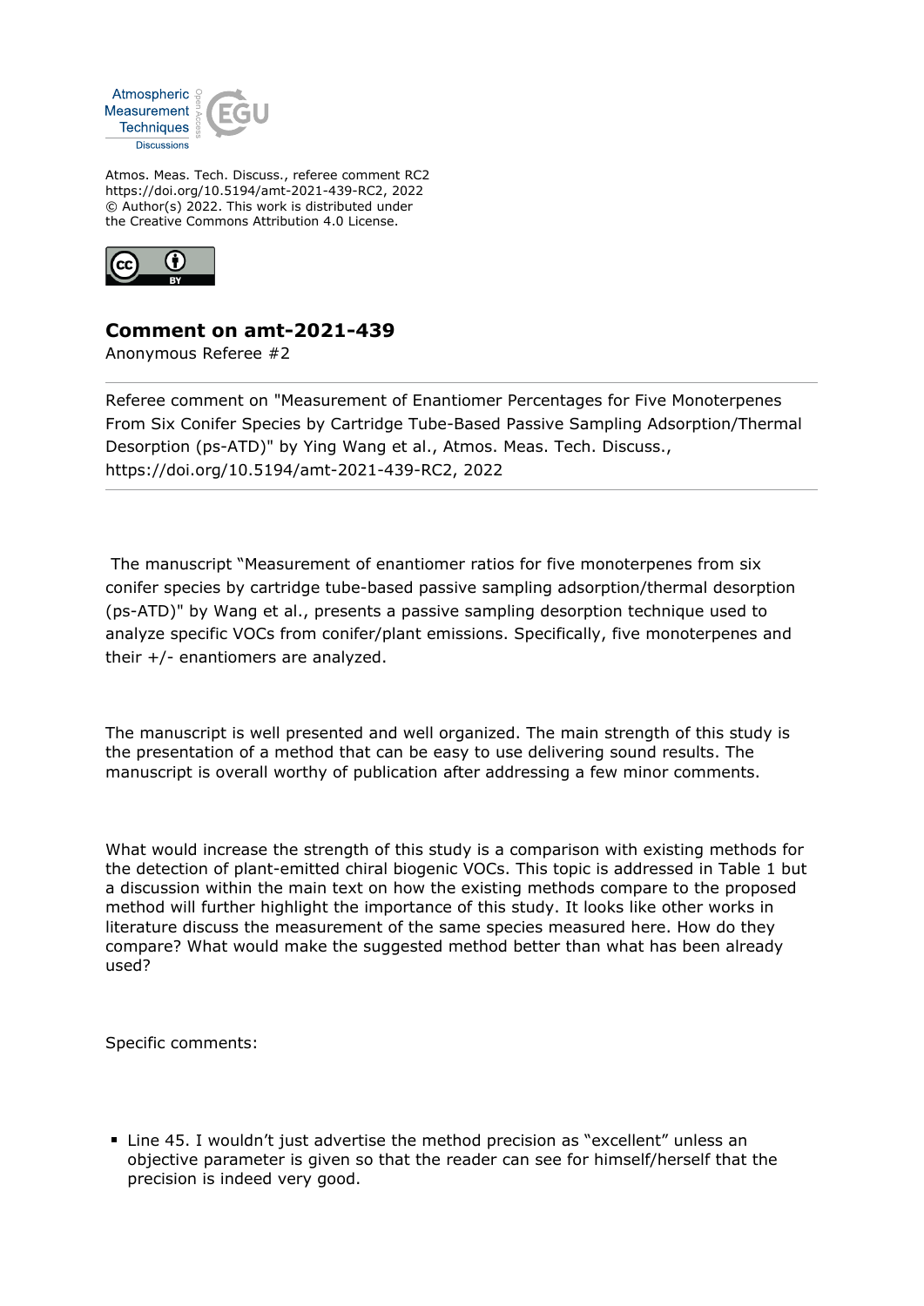Atmos. Meas. Tech. Discuss., referee comment RC2
https://doi.org/10.5194/amt-2021-439-RC2, 2022
© Author(s) 2022. This work is distributed under
the Creative Commons Attribution 4.0 License.

## Comment on amt-2021-439

Anonymous Referee #2

Referee comment on "Measurement of Enantiomer Percentages for Five Monoterpenes From Six Conifer Species by Cartridge Tube-Based Passive Sampling Adsorption/Thermal Desorption (ps-ATD)" by Ying Wang et al., Atmos. Meas. Tech. Discuss., https://doi.org/10.5194/amt-2021-439-RC2, 2022

---

The manuscript "Measurement of enantiomer ratios for five monoterpenes from six conifer species by cartridge tube-based passive sampling adsorption/thermal desorption (ps-ATD)" by Wang et al., presents a passive sampling desorption technique used to analyze specific VOCs from conifer/plant emissions. Specifically, five monoterpenes and their +/- enantiomers are analyzed.

The manuscript is well presented and well organized. The main strength of this study is the presentation of a method that can be easy to use delivering sound results. The manuscript is overall worthy of publication after addressing a few minor comments.

What would increase the strength of this study is a comparison with existing methods for the detection of plant-emitted chiral biogenic VOCs. This topic is addressed in Table 1 but a discussion within the main text on how the existing methods compare to the proposed method will further highlight the importance of this study. It looks like other works in literature discuss the measurement of the same species measured here. How do they compare? What would make the suggested method better than what has been already used?

Specific comments:

- Line 45. I wouldn't just advertise the method precision as "excellent" unless an objective parameter is given so that the reader can see for himself/herself that the precision is indeed very good.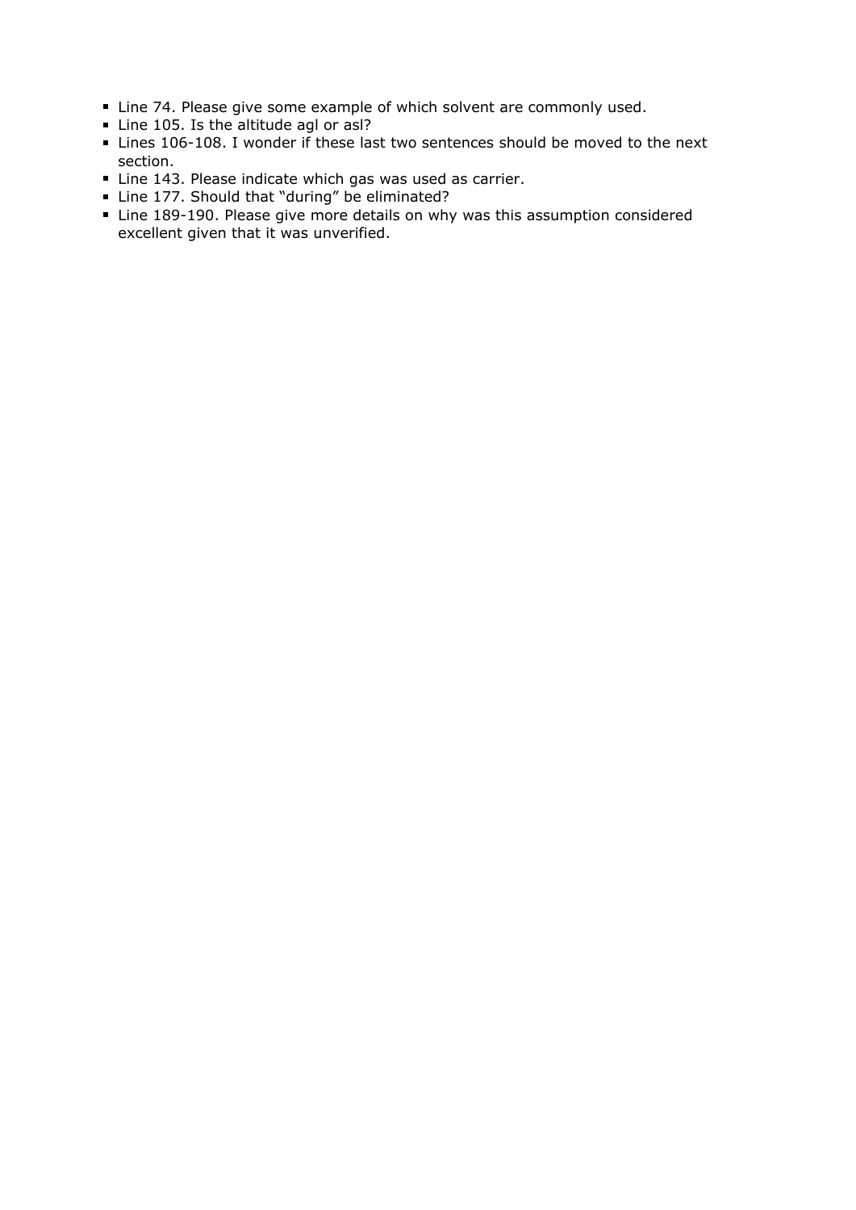- Line 74. Please give some example of which solvent are commonly used.
- Line 105. Is the altitude agl or asl?
- Lines 106-108. I wonder if these last two sentences should be moved to the next section.
- Line 143. Please indicate which gas was used as carrier.
- Line 177. Should that "during" be eliminated?
- Line 189-190. Please give more details on why was this assumption considered excellent given that it was unverified.